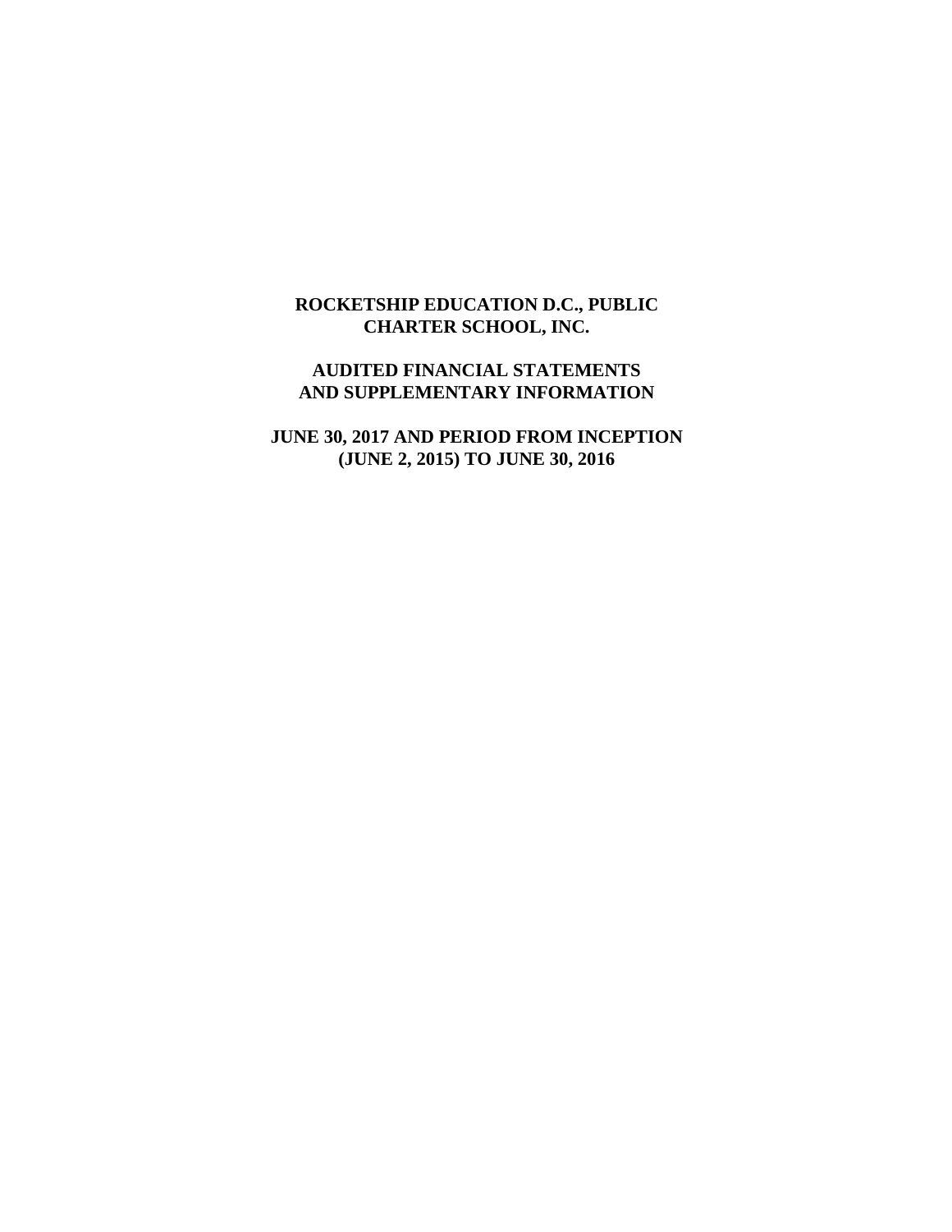**ROCKETSHIP EDUCATION D.C., PUBLIC CHARTER SCHOOL, INC.**

**AUDITED FINANCIAL STATEMENTS AND SUPPLEMENTARY INFORMATION**

**JUNE 30, 2017 AND PERIOD FROM INCEPTION (JUNE 2, 2015) TO JUNE 30, 2016**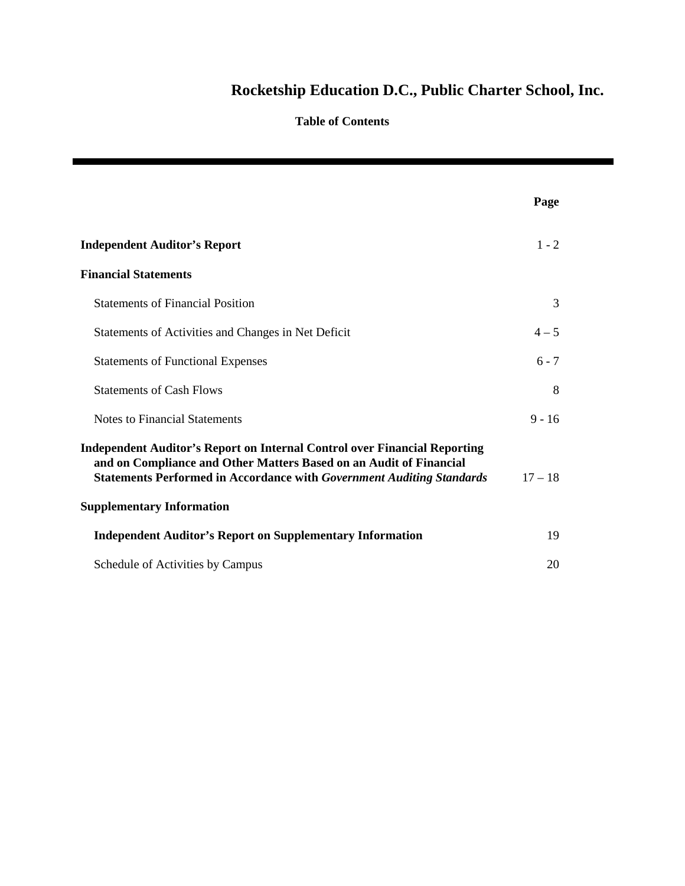# Rocketship Education D.C., Public Charter School, Inc.

**Table of Contents**

| | Page |
|---|---|
| **Independent Auditor's Report** | 1 - 2 |
| **Financial Statements** | |
| Statements of Financial Position | 3 |
| Statements of Activities and Changes in Net Deficit | 4 – 5 |
| Statements of Functional Expenses | 6 - 7 |
| Statements of Cash Flows | 8 |
| Notes to Financial Statements | 9 - 16 |
| **Independent Auditor's Report on Internal Control over Financial Reporting and on Compliance and Other Matters Based on an Audit of Financial Statements Performed in Accordance with *Government Auditing Standards*** | 17 – 18 |
| **Supplementary Information** | |
| **Independent Auditor's Report on Supplementary Information** | 19 |
| Schedule of Activities by Campus | 20 |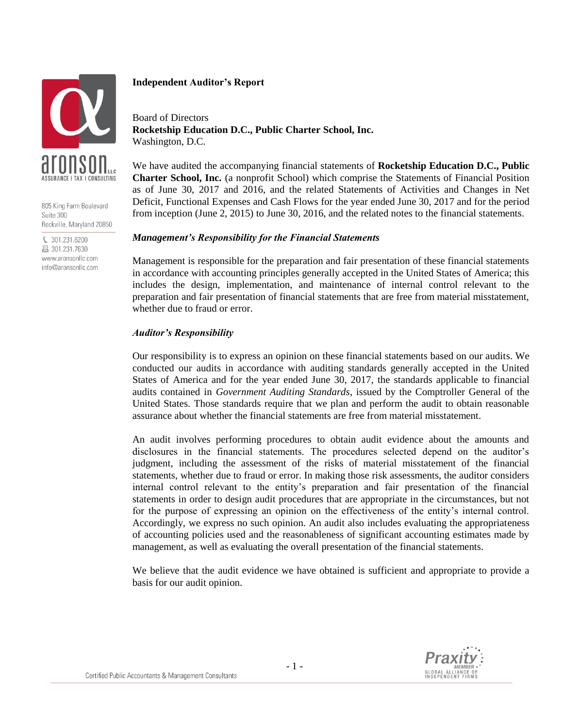## Independent Auditor's Report

Board of Directors
**Rocketship Education D.C., Public Charter School, Inc.**
Washington, D.C.

We have audited the accompanying financial statements of **Rocketship Education D.C., Public Charter School, Inc.** (a nonprofit School) which comprise the Statements of Financial Position as of June 30, 2017 and 2016, and the related Statements of Activities and Changes in Net Deficit, Functional Expenses and Cash Flows for the year ended June 30, 2017 and for the period from inception (June 2, 2015) to June 30, 2016, and the related notes to the financial statements.

### *Management's Responsibility for the Financial Statements*

Management is responsible for the preparation and fair presentation of these financial statements in accordance with accounting principles generally accepted in the United States of America; this includes the design, implementation, and maintenance of internal control relevant to the preparation and fair presentation of financial statements that are free from material misstatement, whether due to fraud or error.

### *Auditor's Responsibility*

Our responsibility is to express an opinion on these financial statements based on our audits. We conducted our audits in accordance with auditing standards generally accepted in the United States of America and for the year ended June 30, 2017, the standards applicable to financial audits contained in *Government Auditing Standards*, issued by the Comptroller General of the United States. Those standards require that we plan and perform the audit to obtain reasonable assurance about whether the financial statements are free from material misstatement.

An audit involves performing procedures to obtain audit evidence about the amounts and disclosures in the financial statements. The procedures selected depend on the auditor's judgment, including the assessment of the risks of material misstatement of the financial statements, whether due to fraud or error. In making those risk assessments, the auditor considers internal control relevant to the entity's preparation and fair presentation of the financial statements in order to design audit procedures that are appropriate in the circumstances, but not for the purpose of expressing an opinion on the effectiveness of the entity's internal control. Accordingly, we express no such opinion. An audit also includes evaluating the appropriateness of accounting policies used and the reasonableness of significant accounting estimates made by management, as well as evaluating the overall presentation of the financial statements.

We believe that the audit evidence we have obtained is sufficient and appropriate to provide a basis for our audit opinion.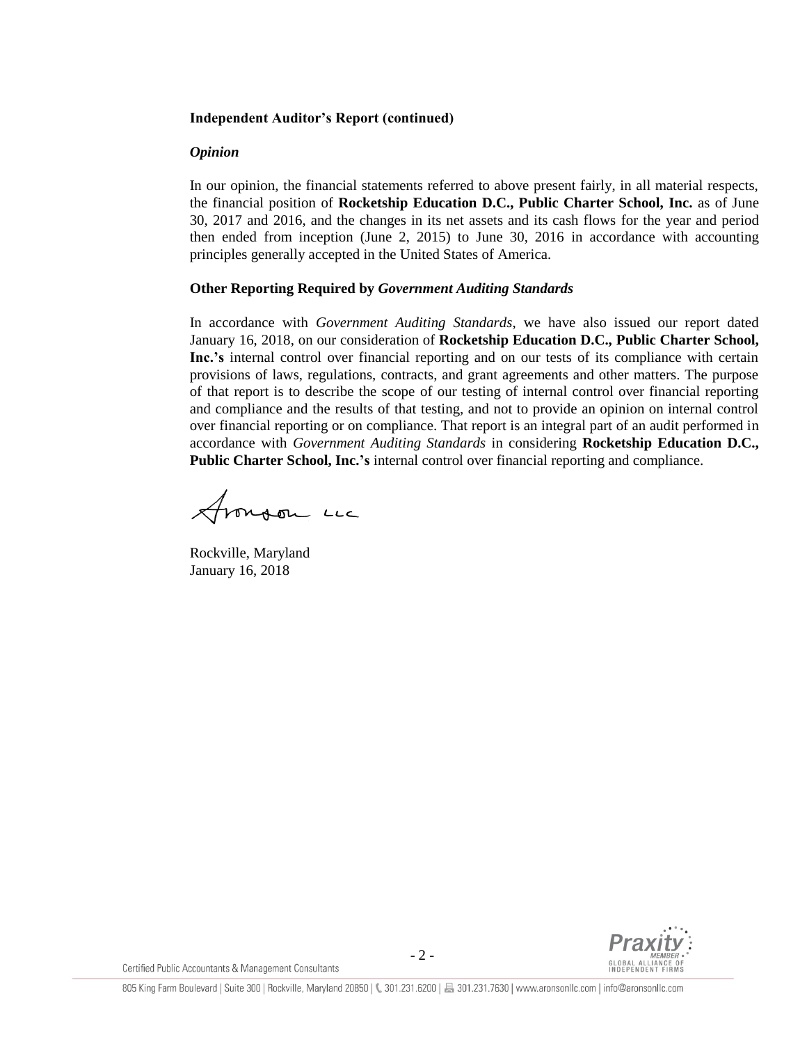**Independent Auditor's Report (continued)**

***Opinion***

In our opinion, the financial statements referred to above present fairly, in all material respects, the financial position of **Rocketship Education D.C., Public Charter School, Inc.** as of June 30, 2017 and 2016, and the changes in its net assets and its cash flows for the year and period then ended from inception (June 2, 2015) to June 30, 2016 in accordance with accounting principles generally accepted in the United States of America.

**Other Reporting Required by *Government Auditing Standards***

In accordance with *Government Auditing Standards*, we have also issued our report dated January 16, 2018, on our consideration of **Rocketship Education D.C., Public Charter School, Inc.'s** internal control over financial reporting and on our tests of its compliance with certain provisions of laws, regulations, contracts, and grant agreements and other matters. The purpose of that report is to describe the scope of our testing of internal control over financial reporting and compliance and the results of that testing, and not to provide an opinion on internal control over financial reporting or on compliance. That report is an integral part of an audit performed in accordance with *Government Auditing Standards* in considering **Rocketship Education D.C., Public Charter School, Inc.'s** internal control over financial reporting and compliance.

Aronson LLC

Rockville, Maryland
January 16, 2018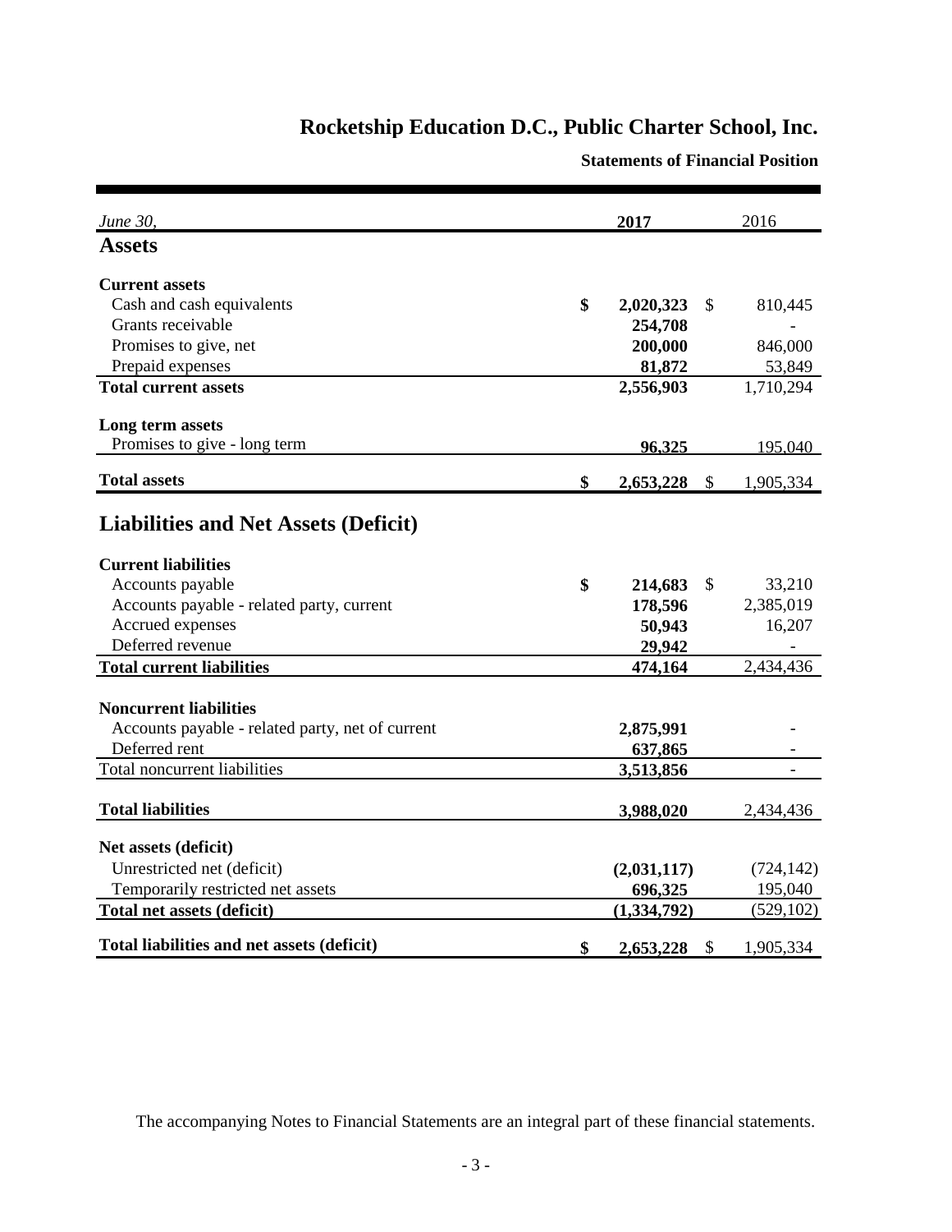# Rocketship Education D.C., Public Charter School, Inc.

## Statements of Financial Position

| *June 30,* | 2017 | 2016 |
|---|---|---|
| **Assets** | | |
| **Current assets** | | |
| Cash and cash equivalents | **$ 2,020,323** | $ 810,445 |
| Grants receivable | **254,708** | - |
| Promises to give, net | **200,000** | 846,000 |
| Prepaid expenses | **81,872** | 53,849 |
| **Total current assets** | **2,556,903** | 1,710,294 |
| **Long term assets** | | |
| Promises to give - long term | **96,325** | 195,040 |
| **Total assets** | **$ 2,653,228** | $ 1,905,334 |
| **Liabilities and Net Assets (Deficit)** | | |
| **Current liabilities** | | |
| Accounts payable | **$ 214,683** | $ 33,210 |
| Accounts payable - related party, current | **178,596** | 2,385,019 |
| Accrued expenses | **50,943** | 16,207 |
| Deferred revenue | **29,942** | - |
| **Total current liabilities** | **474,164** | 2,434,436 |
| **Noncurrent liabilities** | | |
| Accounts payable - related party, net of current | **2,875,991** | - |
| Deferred rent | **637,865** | - |
| Total noncurrent liabilities | **3,513,856** | - |
| **Total liabilities** | **3,988,020** | 2,434,436 |
| **Net assets (deficit)** | | |
| Unrestricted net (deficit) | **(2,031,117)** | (724,142) |
| Temporarily restricted net assets | **696,325** | 195,040 |
| **Total net assets (deficit)** | **(1,334,792)** | (529,102) |
| **Total liabilities and net assets (deficit)** | **$ 2,653,228** | $ 1,905,334 |

The accompanying Notes to Financial Statements are an integral part of these financial statements.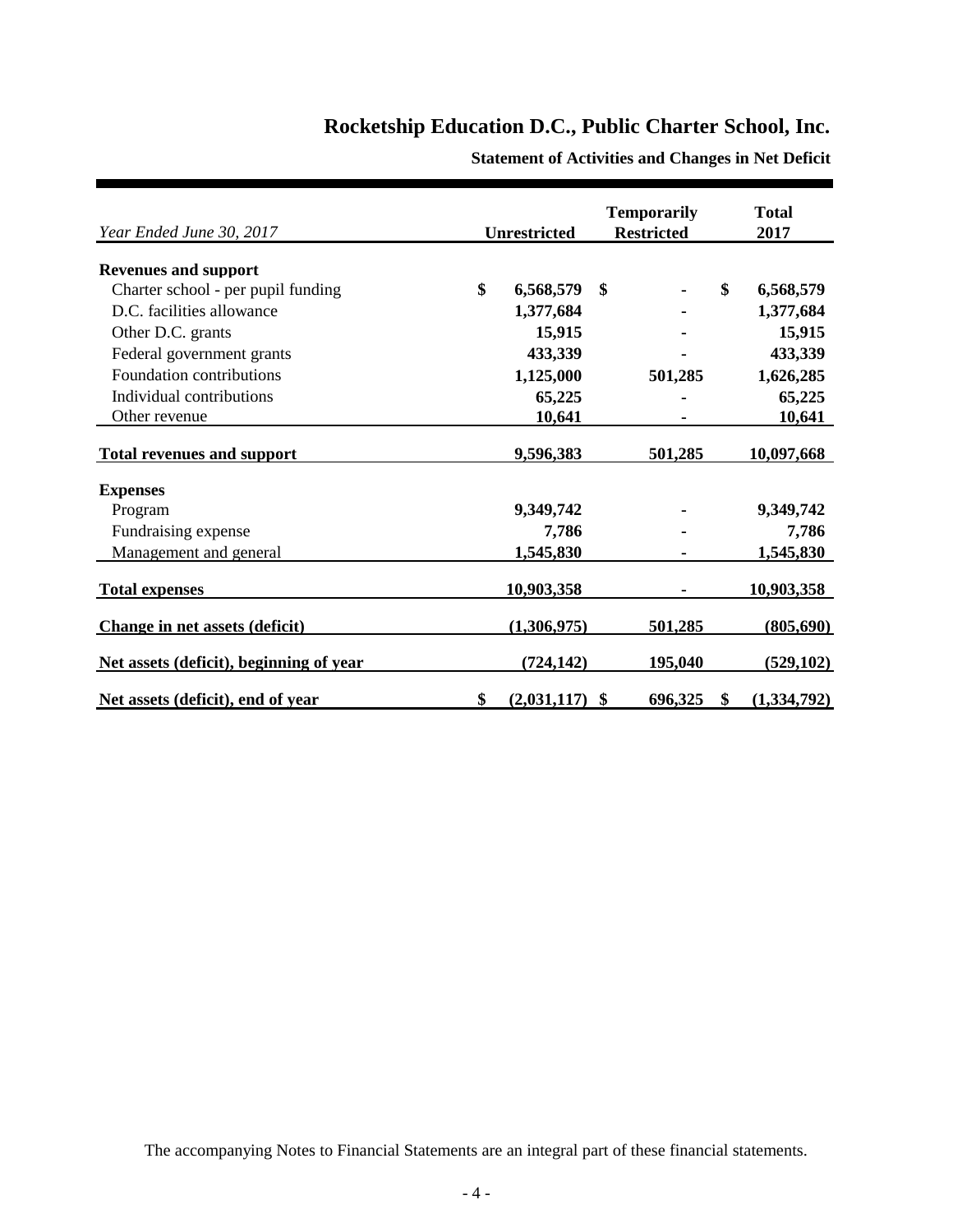# Rocketship Education D.C., Public Charter School, Inc.

**Statement of Activities and Changes in Net Deficit**

| *Year Ended June 30, 2017* | Unrestricted | Temporarily Restricted | Total 2017 |
|---|---|---|---|
| **Revenues and support** | | | |
| Charter school - per pupil funding | $ 6,568,579 | $ - | $ 6,568,579 |
| D.C. facilities allowance | 1,377,684 | - | 1,377,684 |
| Other D.C. grants | 15,915 | - | 15,915 |
| Federal government grants | 433,339 | - | 433,339 |
| Foundation contributions | 1,125,000 | 501,285 | 1,626,285 |
| Individual contributions | 65,225 | - | 65,225 |
| Other revenue | 10,641 | - | 10,641 |
| **Total revenues and support** | 9,596,383 | 501,285 | 10,097,668 |
| **Expenses** | | | |
| Program | 9,349,742 | - | 9,349,742 |
| Fundraising expense | 7,786 | - | 7,786 |
| Management and general | 1,545,830 | - | 1,545,830 |
| **Total expenses** | 10,903,358 | - | 10,903,358 |
| **Change in net assets (deficit)** | (1,306,975) | 501,285 | (805,690) |
| **Net assets (deficit), beginning of year** | (724,142) | 195,040 | (529,102) |
| **Net assets (deficit), end of year** | $ (2,031,117) | $ 696,325 | $ (1,334,792) |

The accompanying Notes to Financial Statements are an integral part of these financial statements.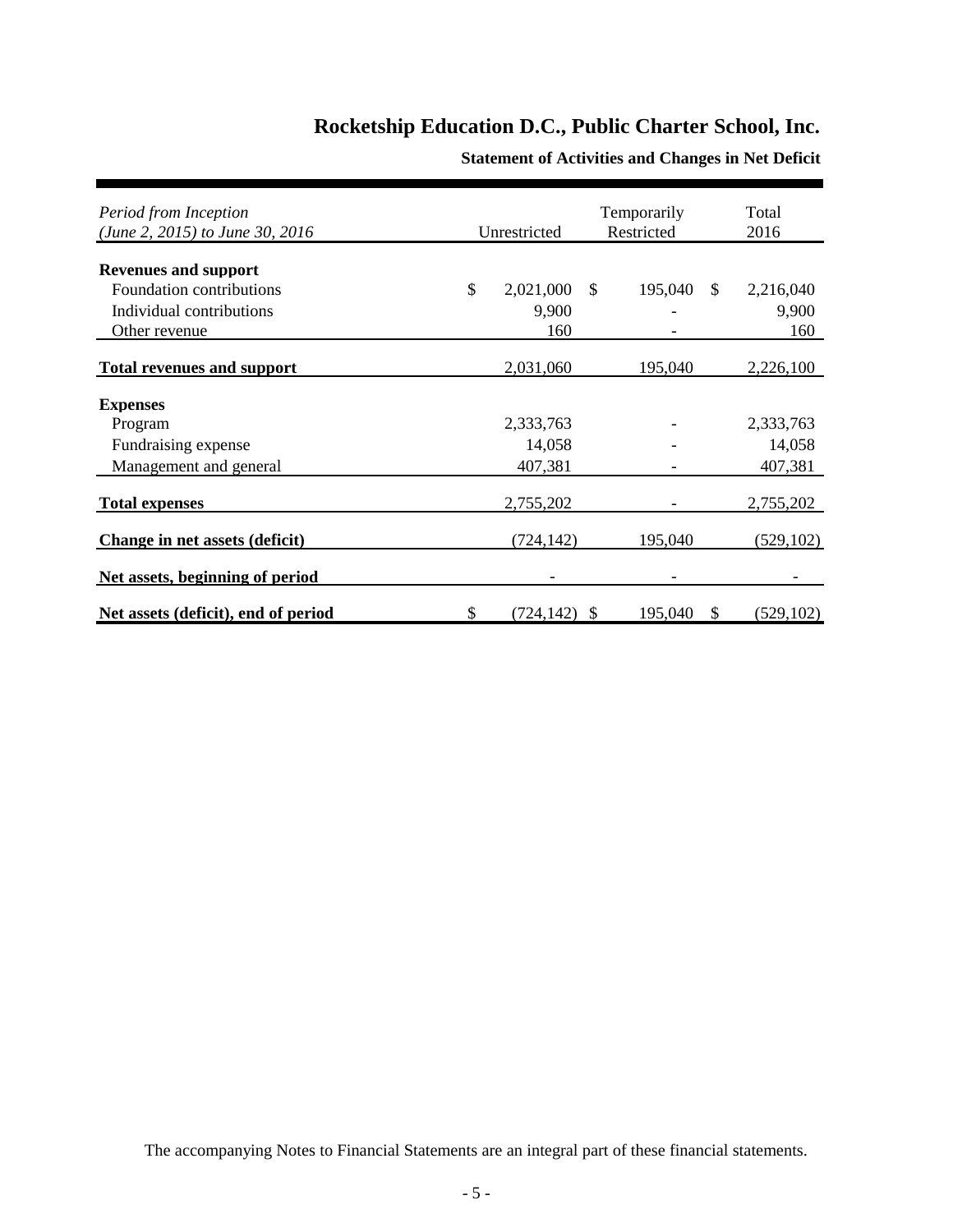# Rocketship Education D.C., Public Charter School, Inc.

## Statement of Activities and Changes in Net Deficit

| *Period from Inception (June 2, 2015) to June 30, 2016* | Unrestricted | Temporarily Restricted | Total 2016 |
|---|---|---|---|
| **Revenues and support** | | | |
| Foundation contributions | $ 2,021,000 | $ 195,040 | $ 2,216,040 |
| Individual contributions | 9,900 | - | 9,900 |
| Other revenue | 160 | - | 160 |
| **Total revenues and support** | 2,031,060 | 195,040 | 2,226,100 |
| **Expenses** | | | |
| Program | 2,333,763 | - | 2,333,763 |
| Fundraising expense | 14,058 | - | 14,058 |
| Management and general | 407,381 | - | 407,381 |
| **Total expenses** | 2,755,202 | - | 2,755,202 |
| **Change in net assets (deficit)** | (724,142) | 195,040 | (529,102) |
| **Net assets, beginning of period** | - | - | - |
| **Net assets (deficit), end of period** | $ (724,142) | $ 195,040 | $ (529,102) |

The accompanying Notes to Financial Statements are an integral part of these financial statements.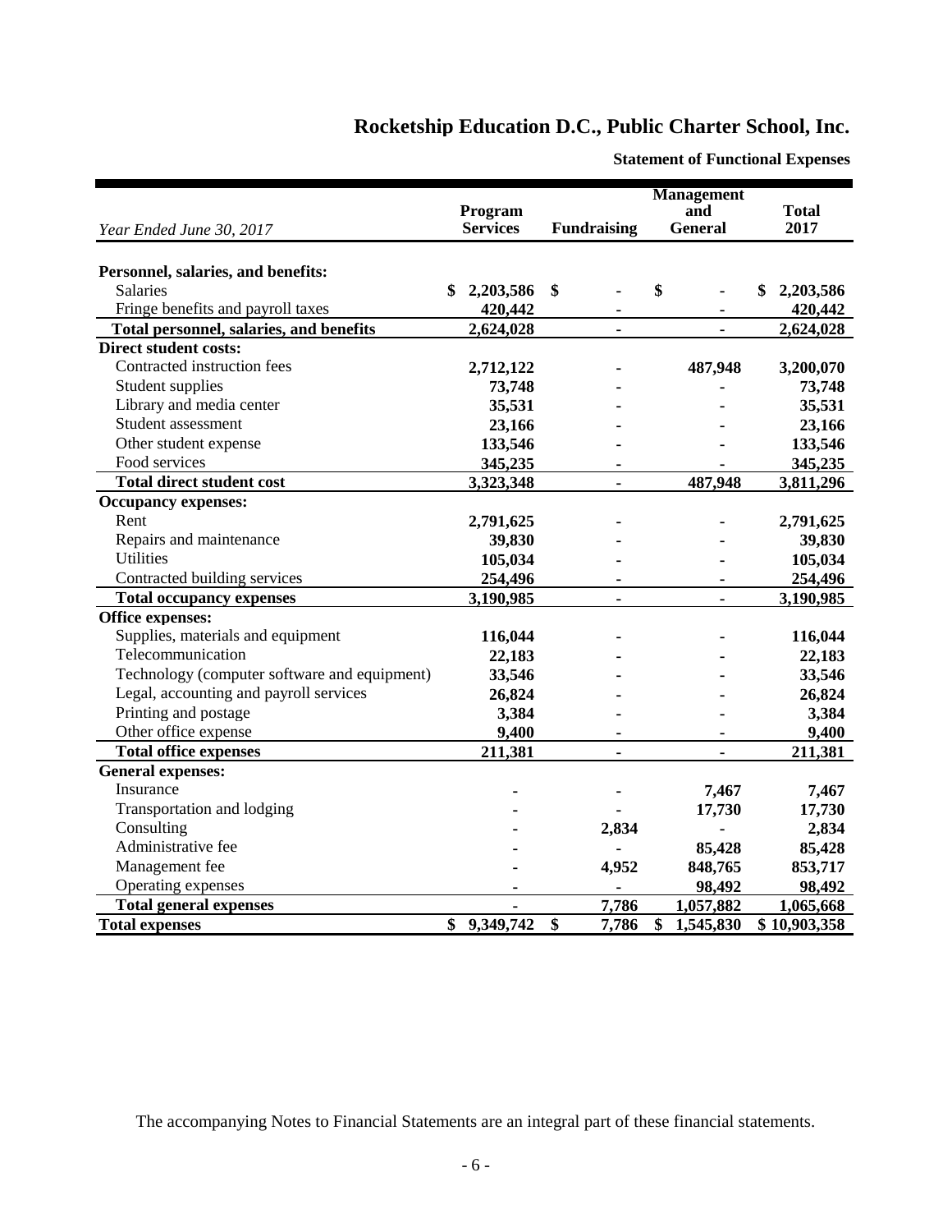# Rocketship Education D.C., Public Charter School, Inc.

**Statement of Functional Expenses**

| *Year Ended June 30, 2017* | Program Services | Fundraising | Management and General | Total 2017 |
|---|---|---|---|---|
| **Personnel, salaries, and benefits:** | | | | |
| Salaries | $ 2,203,586 | $ - | $ - | $ 2,203,586 |
| Fringe benefits and payroll taxes | 420,442 | - | - | 420,442 |
| **Total personnel, salaries, and benefits** | 2,624,028 | - | - | 2,624,028 |
| **Direct student costs:** | | | | |
| Contracted instruction fees | 2,712,122 | - | 487,948 | 3,200,070 |
| Student supplies | 73,748 | - | - | 73,748 |
| Library and media center | 35,531 | - | - | 35,531 |
| Student assessment | 23,166 | - | - | 23,166 |
| Other student expense | 133,546 | - | - | 133,546 |
| Food services | 345,235 | - | - | 345,235 |
| **Total direct student cost** | 3,323,348 | - | 487,948 | 3,811,296 |
| **Occupancy expenses:** | | | | |
| Rent | 2,791,625 | - | - | 2,791,625 |
| Repairs and maintenance | 39,830 | - | - | 39,830 |
| Utilities | 105,034 | - | - | 105,034 |
| Contracted building services | 254,496 | - | - | 254,496 |
| **Total occupancy expenses** | 3,190,985 | - | - | 3,190,985 |
| **Office expenses:** | | | | |
| Supplies, materials and equipment | 116,044 | - | - | 116,044 |
| Telecommunication | 22,183 | - | - | 22,183 |
| Technology (computer software and equipment) | 33,546 | - | - | 33,546 |
| Legal, accounting and payroll services | 26,824 | - | - | 26,824 |
| Printing and postage | 3,384 | - | - | 3,384 |
| Other office expense | 9,400 | - | - | 9,400 |
| **Total office expenses** | 211,381 | - | - | 211,381 |
| **General expenses:** | | | | |
| Insurance | - | - | 7,467 | 7,467 |
| Transportation and lodging | - | - | 17,730 | 17,730 |
| Consulting | - | 2,834 | - | 2,834 |
| Administrative fee | - | - | 85,428 | 85,428 |
| Management fee | - | 4,952 | 848,765 | 853,717 |
| Operating expenses | - | - | 98,492 | 98,492 |
| **Total general expenses** | - | 7,786 | 1,057,882 | 1,065,668 |
| **Total expenses** | $ 9,349,742 | $ 7,786 | $ 1,545,830 | $ 10,903,358 |

The accompanying Notes to Financial Statements are an integral part of these financial statements.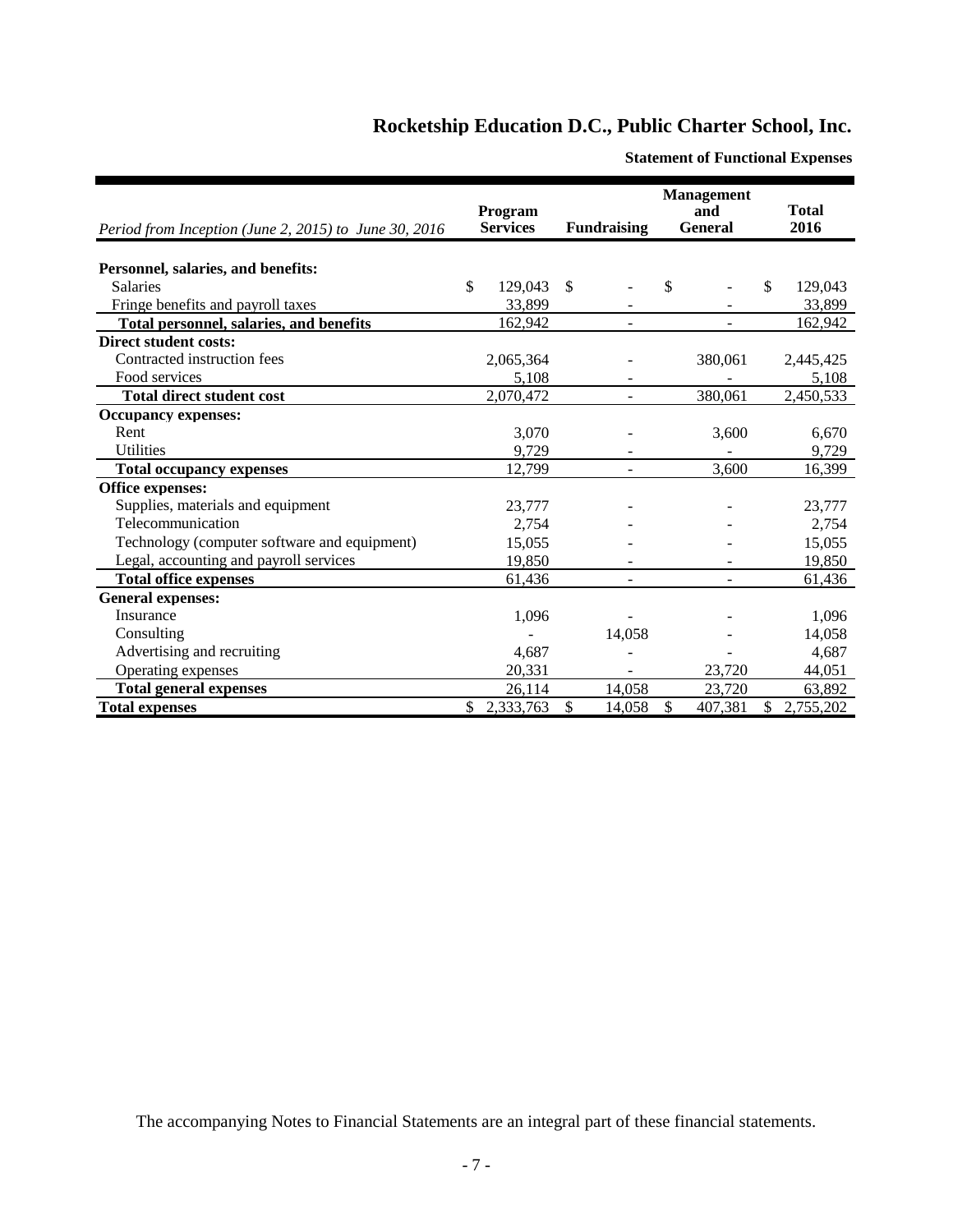# Rocketship Education D.C., Public Charter School, Inc.

**Statement of Functional Expenses**

| *Period from Inception (June 2, 2015) to June 30, 2016* | Program Services | Fundraising | Management and General | Total 2016 |
|---|---|---|---|---|
| **Personnel, salaries, and benefits:** | | | | |
| Salaries | $ 129,043 | $ - | $ - | $ 129,043 |
| Fringe benefits and payroll taxes | 33,899 | - | - | 33,899 |
| **Total personnel, salaries, and benefits** | 162,942 | - | - | 162,942 |
| **Direct student costs:** | | | | |
| Contracted instruction fees | 2,065,364 | - | 380,061 | 2,445,425 |
| Food services | 5,108 | - | - | 5,108 |
| **Total direct student cost** | 2,070,472 | - | 380,061 | 2,450,533 |
| **Occupancy expenses:** | | | | |
| Rent | 3,070 | - | 3,600 | 6,670 |
| Utilities | 9,729 | - | - | 9,729 |
| **Total occupancy expenses** | 12,799 | - | 3,600 | 16,399 |
| **Office expenses:** | | | | |
| Supplies, materials and equipment | 23,777 | - | - | 23,777 |
| Telecommunication | 2,754 | - | - | 2,754 |
| Technology (computer software and equipment) | 15,055 | - | - | 15,055 |
| Legal, accounting and payroll services | 19,850 | - | - | 19,850 |
| **Total office expenses** | 61,436 | - | - | 61,436 |
| **General expenses:** | | | | |
| Insurance | 1,096 | - | - | 1,096 |
| Consulting | - | 14,058 | - | 14,058 |
| Advertising and recruiting | 4,687 | - | - | 4,687 |
| Operating expenses | 20,331 | - | 23,720 | 44,051 |
| **Total general expenses** | 26,114 | 14,058 | 23,720 | 63,892 |
| **Total expenses** | $ 2,333,763 | $ 14,058 | $ 407,381 | $ 2,755,202 |

The accompanying Notes to Financial Statements are an integral part of these financial statements.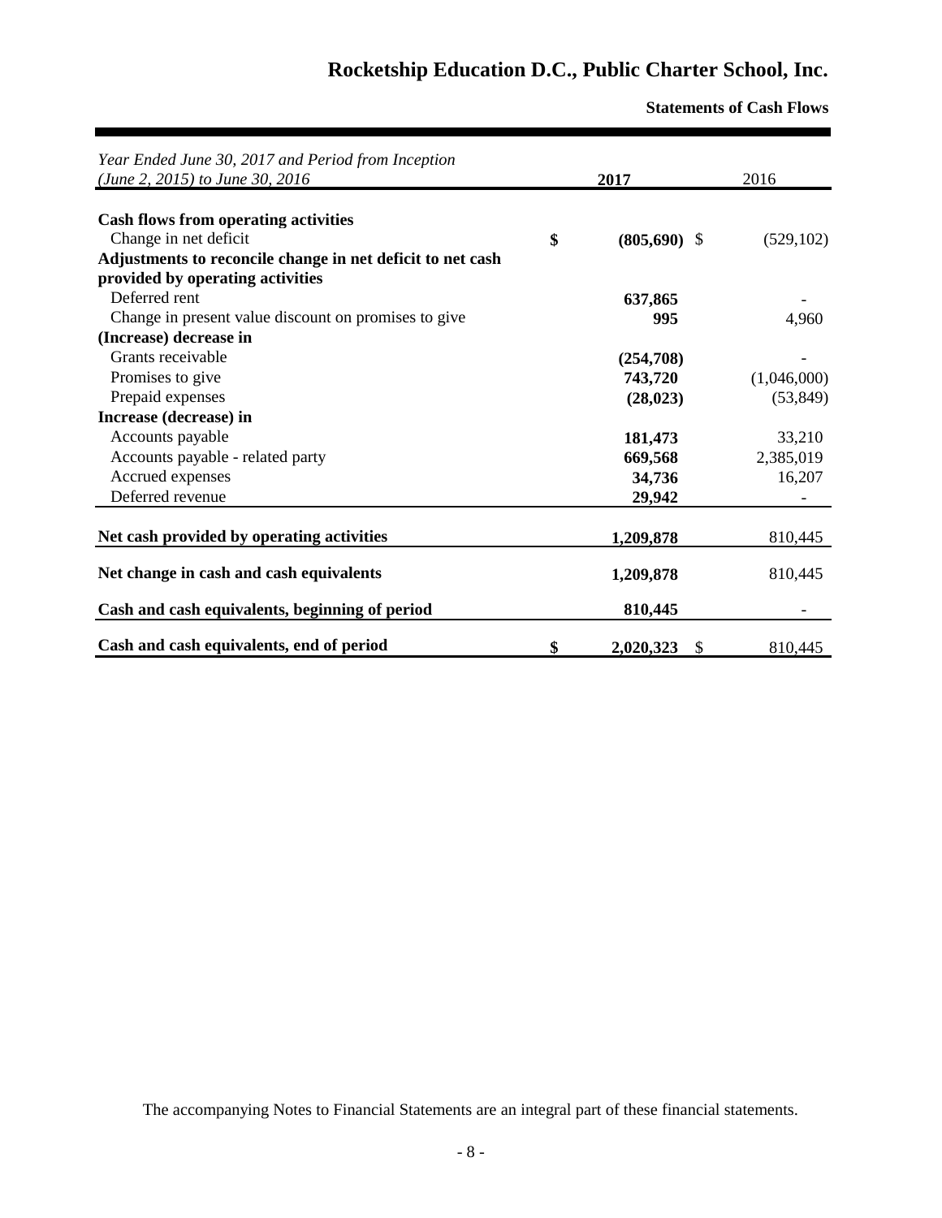# Rocketship Education D.C., Public Charter School, Inc.

**Statements of Cash Flows**

| *Year Ended June 30, 2017 and Period from Inception (June 2, 2015) to June 30, 2016* | **2017** | 2016 |
|---|---|---|
| **Cash flows from operating activities** | | |
| Change in net deficit | **$ (805,690)** | $ (529,102) |
| **Adjustments to reconcile change in net deficit to net cash provided by operating activities** | | |
| Deferred rent | **637,865** | - |
| Change in present value discount on promises to give | **995** | 4,960 |
| **(Increase) decrease in** | | |
| Grants receivable | **(254,708)** | - |
| Promises to give | **743,720** | (1,046,000) |
| Prepaid expenses | **(28,023)** | (53,849) |
| **Increase (decrease) in** | | |
| Accounts payable | **181,473** | 33,210 |
| Accounts payable - related party | **669,568** | 2,385,019 |
| Accrued expenses | **34,736** | 16,207 |
| Deferred revenue | **29,942** | - |
| **Net cash provided by operating activities** | **1,209,878** | 810,445 |
| **Net change in cash and cash equivalents** | **1,209,878** | 810,445 |
| **Cash and cash equivalents, beginning of period** | **810,445** | - |
| **Cash and cash equivalents, end of period** | **$ 2,020,323** | $ 810,445 |

The accompanying Notes to Financial Statements are an integral part of these financial statements.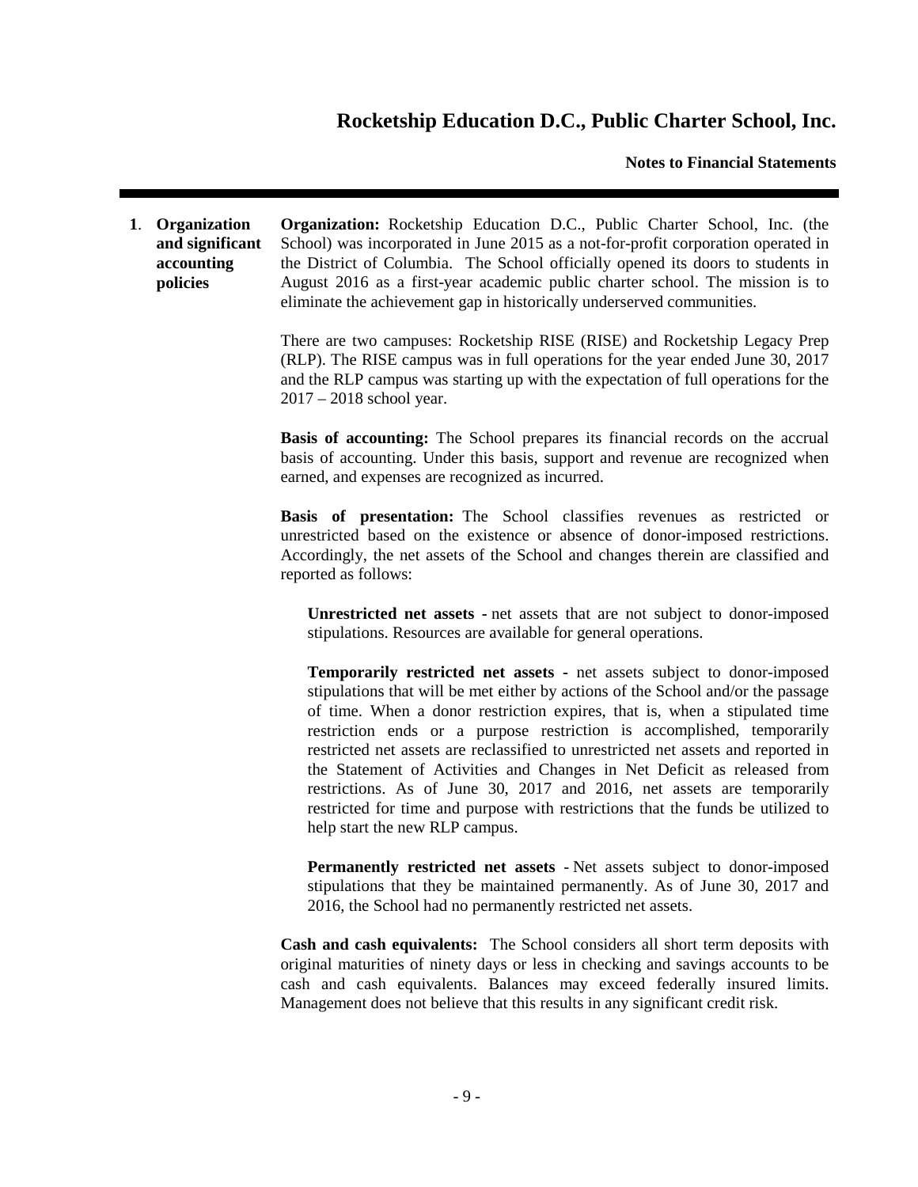# Rocketship Education D.C., Public Charter School, Inc.

**Notes to Financial Statements**

## 1. Organization and significant accounting policies

**Organization:** Rocketship Education D.C., Public Charter School, Inc. (the School) was incorporated in June 2015 as a not-for-profit corporation operated in the District of Columbia. The School officially opened its doors to students in August 2016 as a first-year academic public charter school. The mission is to eliminate the achievement gap in historically underserved communities.

There are two campuses: Rocketship RISE (RISE) and Rocketship Legacy Prep (RLP). The RISE campus was in full operations for the year ended June 30, 2017 and the RLP campus was starting up with the expectation of full operations for the 2017 – 2018 school year.

**Basis of accounting:** The School prepares its financial records on the accrual basis of accounting. Under this basis, support and revenue are recognized when earned, and expenses are recognized as incurred.

**Basis of presentation:** The School classifies revenues as restricted or unrestricted based on the existence or absence of donor-imposed restrictions. Accordingly, the net assets of the School and changes therein are classified and reported as follows:

> **Unrestricted net assets** - net assets that are not subject to donor-imposed stipulations. Resources are available for general operations.
>
> **Temporarily restricted net assets** - net assets subject to donor-imposed stipulations that will be met either by actions of the School and/or the passage of time. When a donor restriction expires, that is, when a stipulated time restriction ends or a purpose restriction is accomplished, temporarily restricted net assets are reclassified to unrestricted net assets and reported in the Statement of Activities and Changes in Net Deficit as released from restrictions. As of June 30, 2017 and 2016, net assets are temporarily restricted for time and purpose with restrictions that the funds be utilized to help start the new RLP campus.
>
> **Permanently restricted net assets** - Net assets subject to donor-imposed stipulations that they be maintained permanently. As of June 30, 2017 and 2016, the School had no permanently restricted net assets.

**Cash and cash equivalents:** The School considers all short term deposits with original maturities of ninety days or less in checking and savings accounts to be cash and cash equivalents. Balances may exceed federally insured limits. Management does not believe that this results in any significant credit risk.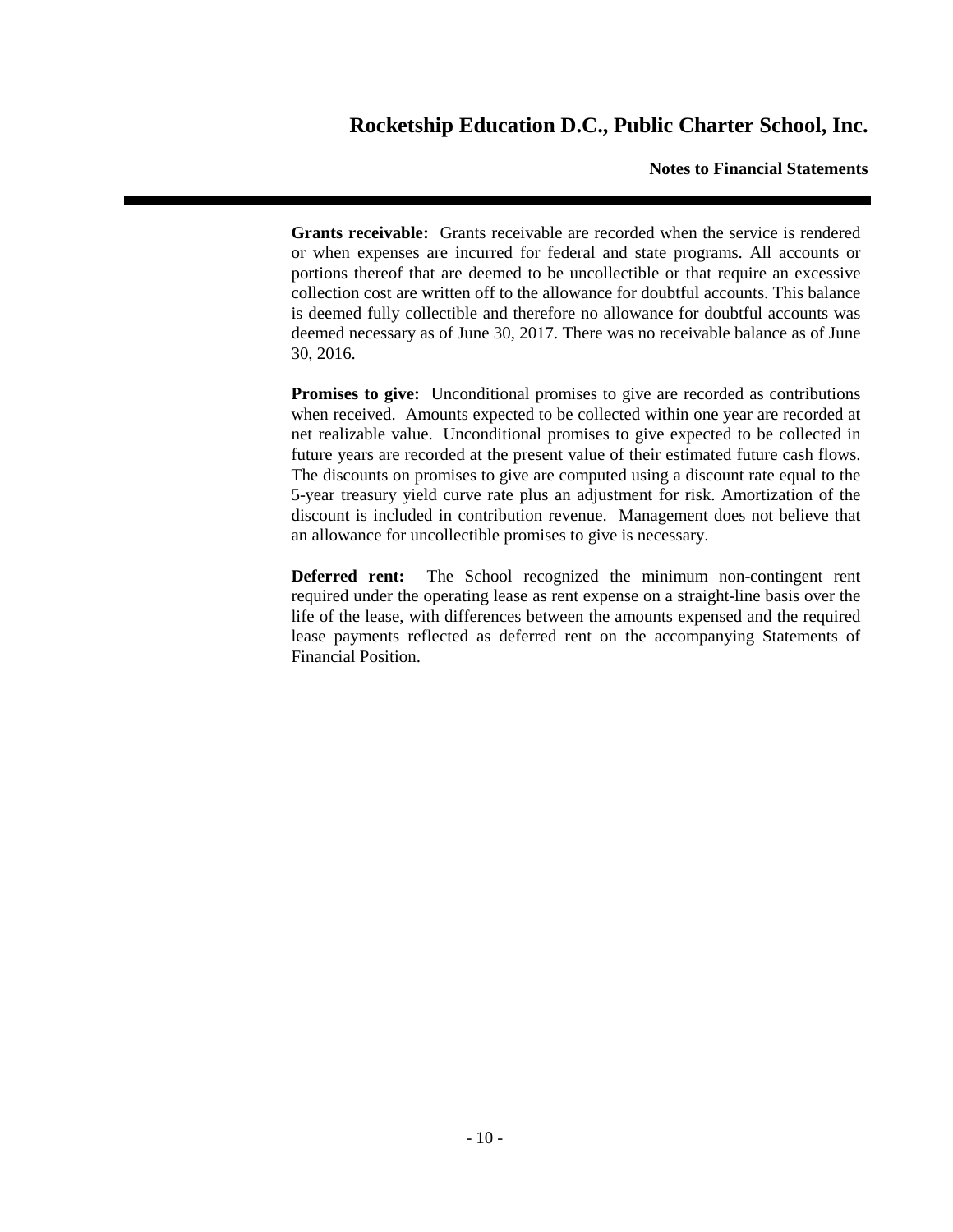**Grants receivable:** Grants receivable are recorded when the service is rendered or when expenses are incurred for federal and state programs. All accounts or portions thereof that are deemed to be uncollectible or that require an excessive collection cost are written off to the allowance for doubtful accounts. This balance is deemed fully collectible and therefore no allowance for doubtful accounts was deemed necessary as of June 30, 2017. There was no receivable balance as of June 30, 2016.

**Promises to give:** Unconditional promises to give are recorded as contributions when received. Amounts expected to be collected within one year are recorded at net realizable value. Unconditional promises to give expected to be collected in future years are recorded at the present value of their estimated future cash flows. The discounts on promises to give are computed using a discount rate equal to the 5-year treasury yield curve rate plus an adjustment for risk. Amortization of the discount is included in contribution revenue. Management does not believe that an allowance for uncollectible promises to give is necessary.

**Deferred rent:** The School recognized the minimum non-contingent rent required under the operating lease as rent expense on a straight-line basis over the life of the lease, with differences between the amounts expensed and the required lease payments reflected as deferred rent on the accompanying Statements of Financial Position.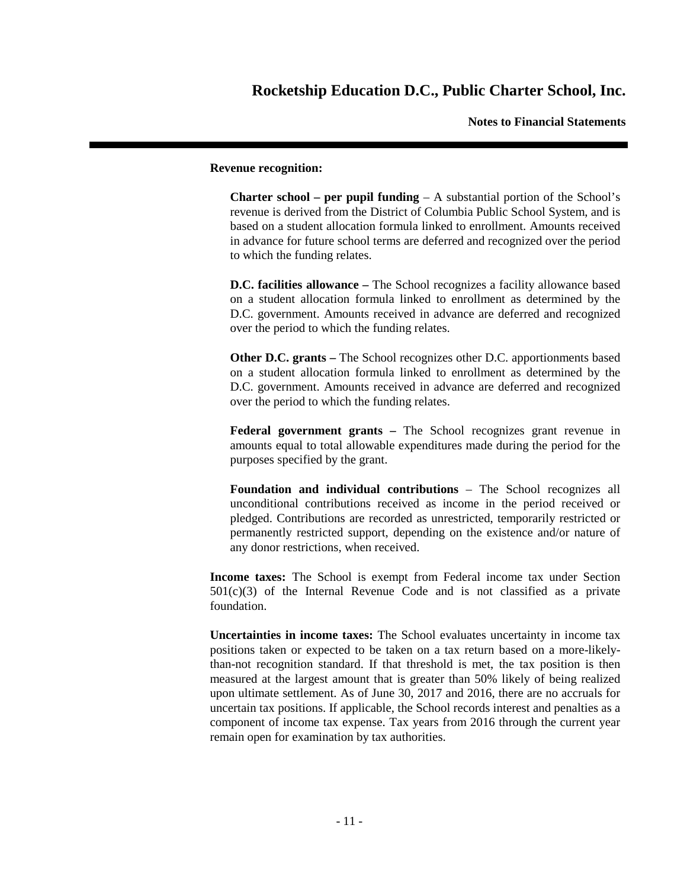**Revenue recognition:**

**Charter school – per pupil funding** – A substantial portion of the School's revenue is derived from the District of Columbia Public School System, and is based on a student allocation formula linked to enrollment. Amounts received in advance for future school terms are deferred and recognized over the period to which the funding relates.

**D.C. facilities allowance –** The School recognizes a facility allowance based on a student allocation formula linked to enrollment as determined by the D.C. government. Amounts received in advance are deferred and recognized over the period to which the funding relates.

**Other D.C. grants –** The School recognizes other D.C. apportionments based on a student allocation formula linked to enrollment as determined by the D.C. government. Amounts received in advance are deferred and recognized over the period to which the funding relates.

**Federal government grants –** The School recognizes grant revenue in amounts equal to total allowable expenditures made during the period for the purposes specified by the grant.

**Foundation and individual contributions** – The School recognizes all unconditional contributions received as income in the period received or pledged. Contributions are recorded as unrestricted, temporarily restricted or permanently restricted support, depending on the existence and/or nature of any donor restrictions, when received.

**Income taxes:** The School is exempt from Federal income tax under Section 501(c)(3) of the Internal Revenue Code and is not classified as a private foundation.

**Uncertainties in income taxes:** The School evaluates uncertainty in income tax positions taken or expected to be taken on a tax return based on a more-likely-than-not recognition standard. If that threshold is met, the tax position is then measured at the largest amount that is greater than 50% likely of being realized upon ultimate settlement. As of June 30, 2017 and 2016, there are no accruals for uncertain tax positions. If applicable, the School records interest and penalties as a component of income tax expense. Tax years from 2016 through the current year remain open for examination by tax authorities.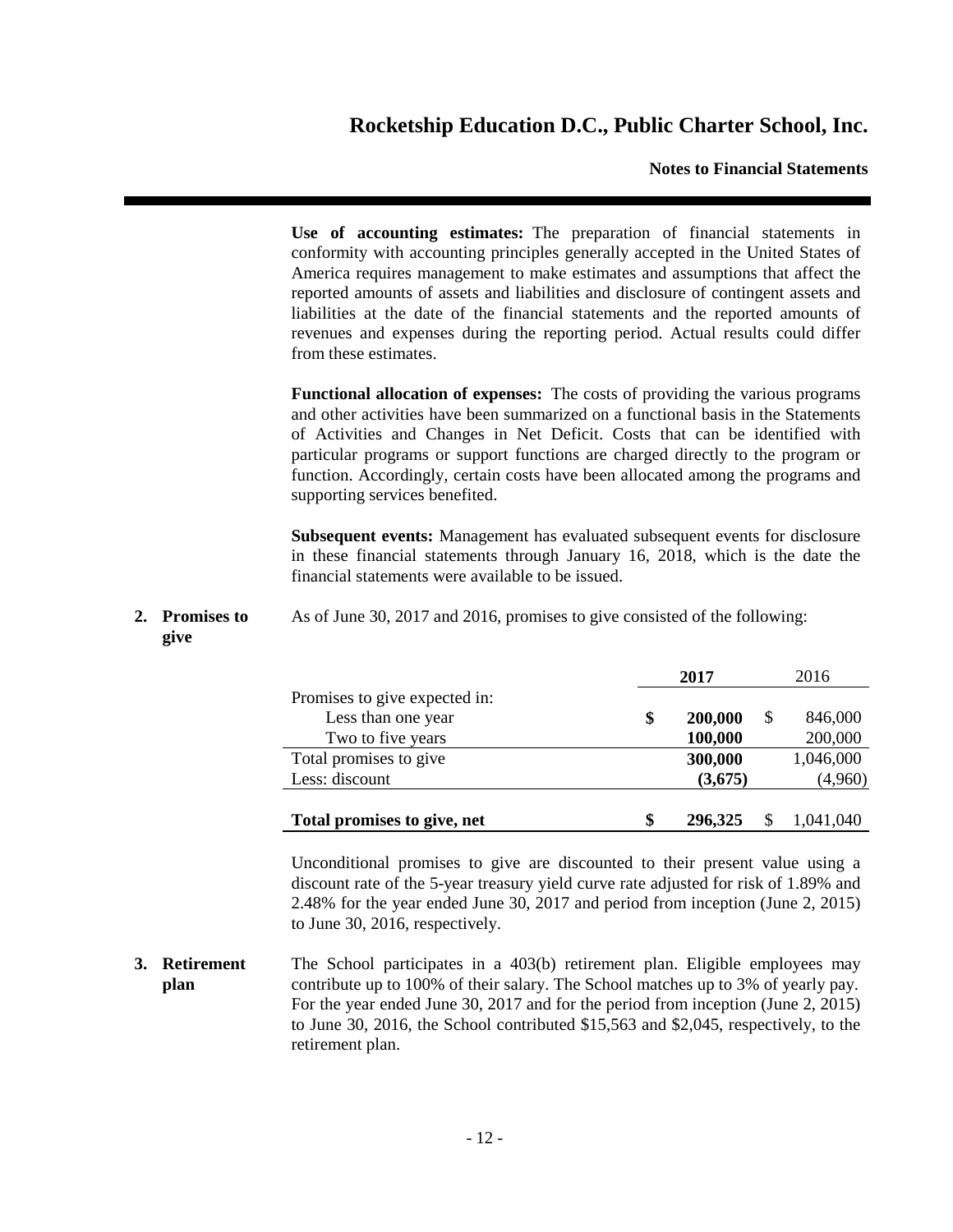**Use of accounting estimates:** The preparation of financial statements in conformity with accounting principles generally accepted in the United States of America requires management to make estimates and assumptions that affect the reported amounts of assets and liabilities and disclosure of contingent assets and liabilities at the date of the financial statements and the reported amounts of revenues and expenses during the reporting period. Actual results could differ from these estimates.

**Functional allocation of expenses:** The costs of providing the various programs and other activities have been summarized on a functional basis in the Statements of Activities and Changes in Net Deficit. Costs that can be identified with particular programs or support functions are charged directly to the program or function. Accordingly, certain costs have been allocated among the programs and supporting services benefited.

**Subsequent events:** Management has evaluated subsequent events for disclosure in these financial statements through January 16, 2018, which is the date the financial statements were available to be issued.

## 2. Promises to give

As of June 30, 2017 and 2016, promises to give consisted of the following:

| | **2017** | 2016 |
|---|---|---|
| Promises to give expected in: | | |
| Less than one year | **$ 200,000** | $ 846,000 |
| Two to five years | **100,000** | 200,000 |
| Total promises to give | **300,000** | 1,046,000 |
| Less: discount | **(3,675)** | (4,960) |
| **Total promises to give, net** | **$ 296,325** | $ 1,041,040 |

Unconditional promises to give are discounted to their present value using a discount rate of the 5-year treasury yield curve rate adjusted for risk of 1.89% and 2.48% for the year ended June 30, 2017 and period from inception (June 2, 2015) to June 30, 2016, respectively.

## 3. Retirement plan

The School participates in a 403(b) retirement plan. Eligible employees may contribute up to 100% of their salary. The School matches up to 3% of yearly pay. For the year ended June 30, 2017 and for the period from inception (June 2, 2015) to June 30, 2016, the School contributed $15,563 and $2,045, respectively, to the retirement plan.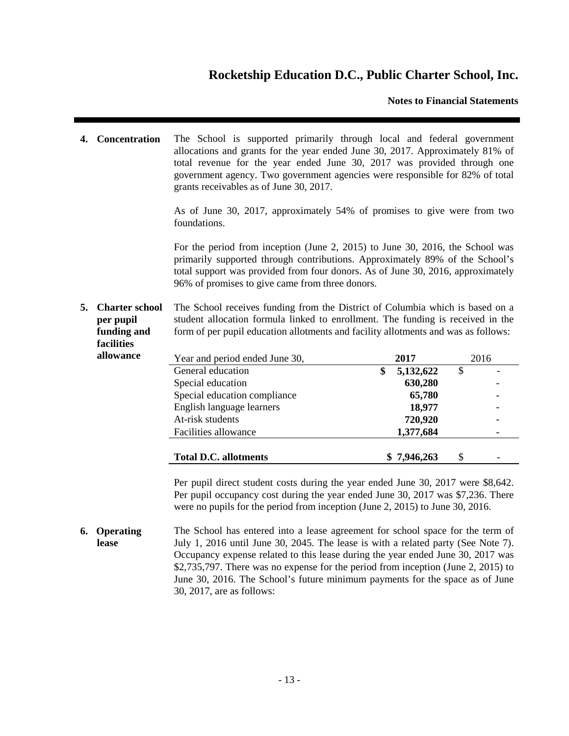**4. Concentration**

The School is supported primarily through local and federal government allocations and grants for the year ended June 30, 2017. Approximately 81% of total revenue for the year ended June 30, 2017 was provided through one government agency. Two government agencies were responsible for 82% of total grants receivables as of June 30, 2017.

As of June 30, 2017, approximately 54% of promises to give were from two foundations.

For the period from inception (June 2, 2015) to June 30, 2016, the School was primarily supported through contributions. Approximately 89% of the School's total support was provided from four donors. As of June 30, 2016, approximately 96% of promises to give came from three donors.

**5. Charter school per pupil funding and facilities allowance**

The School receives funding from the District of Columbia which is based on a student allocation formula linked to enrollment. The funding is received in the form of per pupil education allotments and facility allotments and was as follows:

| Year and period ended June 30, | **2017** | 2016 |
|---|---|---|
| General education | **$ 5,132,622** | $ - |
| Special education | **630,280** | - |
| Special education compliance | **65,780** | - |
| English language learners | **18,977** | - |
| At-risk students | **720,920** | - |
| Facilities allowance | **1,377,684** | - |
| **Total D.C. allotments** | **$ 7,946,263** | $ - |

Per pupil direct student costs during the year ended June 30, 2017 were $8,642. Per pupil occupancy cost during the year ended June 30, 2017 was $7,236. There were no pupils for the period from inception (June 2, 2015) to June 30, 2016.

**6. Operating lease**

The School has entered into a lease agreement for school space for the term of July 1, 2016 until June 30, 2045. The lease is with a related party (See Note 7). Occupancy expense related to this lease during the year ended June 30, 2017 was $2,735,797. There was no expense for the period from inception (June 2, 2015) to June 30, 2016. The School's future minimum payments for the space as of June 30, 2017, are as follows: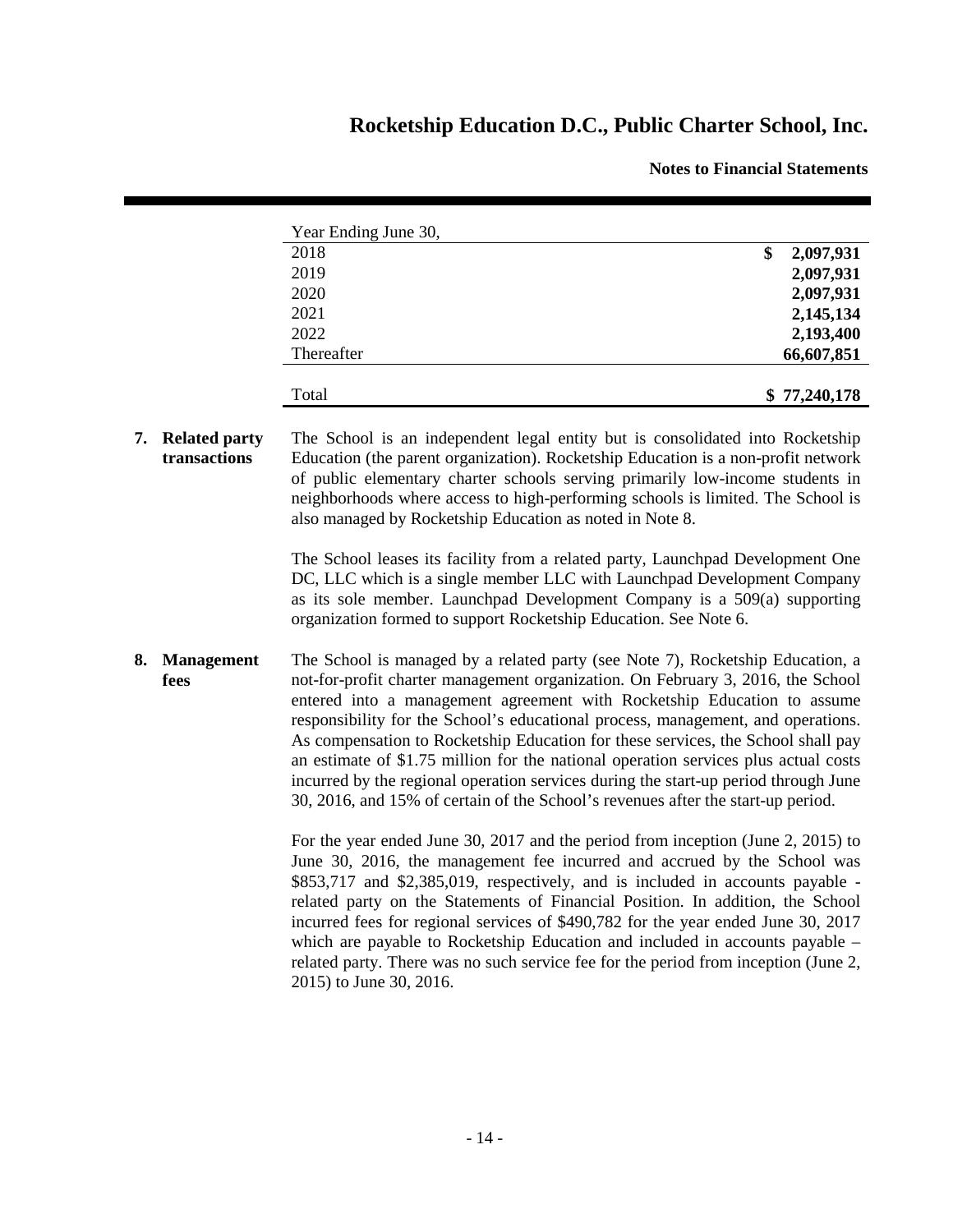| Year Ending June 30, | |
| --- | --- |
| 2018 | **$ 2,097,931** |
| 2019 | **2,097,931** |
| 2020 | **2,097,931** |
| 2021 | **2,145,134** |
| 2022 | **2,193,400** |
| Thereafter | **66,607,851** |
| Total | **$ 77,240,178** |

## 7. Related party transactions

The School is an independent legal entity but is consolidated into Rocketship Education (the parent organization). Rocketship Education is a non-profit network of public elementary charter schools serving primarily low-income students in neighborhoods where access to high-performing schools is limited. The School is also managed by Rocketship Education as noted in Note 8.

The School leases its facility from a related party, Launchpad Development One DC, LLC which is a single member LLC with Launchpad Development Company as its sole member. Launchpad Development Company is a 509(a) supporting organization formed to support Rocketship Education. See Note 6.

## 8. Management fees

The School is managed by a related party (see Note 7), Rocketship Education, a not-for-profit charter management organization. On February 3, 2016, the School entered into a management agreement with Rocketship Education to assume responsibility for the School's educational process, management, and operations. As compensation to Rocketship Education for these services, the School shall pay an estimate of $1.75 million for the national operation services plus actual costs incurred by the regional operation services during the start-up period through June 30, 2016, and 15% of certain of the School's revenues after the start-up period.

For the year ended June 30, 2017 and the period from inception (June 2, 2015) to June 30, 2016, the management fee incurred and accrued by the School was $853,717 and $2,385,019, respectively, and is included in accounts payable - related party on the Statements of Financial Position. In addition, the School incurred fees for regional services of $490,782 for the year ended June 30, 2017 which are payable to Rocketship Education and included in accounts payable – related party. There was no such service fee for the period from inception (June 2, 2015) to June 30, 2016.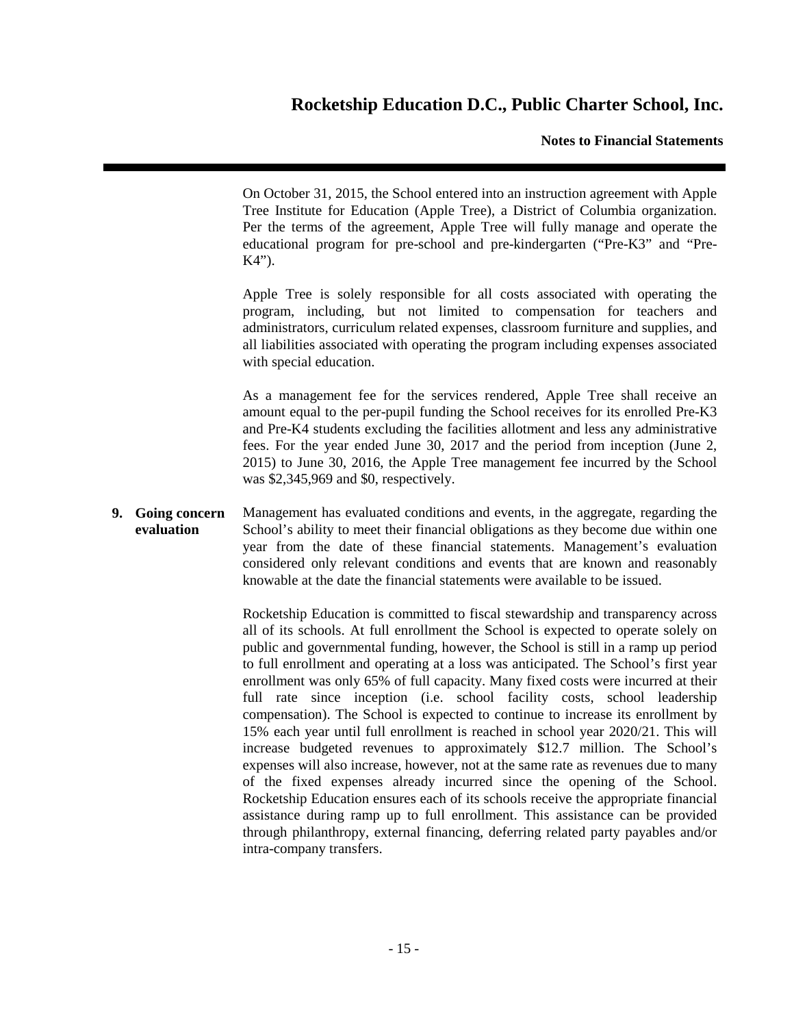On October 31, 2015, the School entered into an instruction agreement with Apple Tree Institute for Education (Apple Tree), a District of Columbia organization. Per the terms of the agreement, Apple Tree will fully manage and operate the educational program for pre-school and pre-kindergarten ("Pre-K3" and "Pre-K4").

Apple Tree is solely responsible for all costs associated with operating the program, including, but not limited to compensation for teachers and administrators, curriculum related expenses, classroom furniture and supplies, and all liabilities associated with operating the program including expenses associated with special education.

As a management fee for the services rendered, Apple Tree shall receive an amount equal to the per-pupil funding the School receives for its enrolled Pre-K3 and Pre-K4 students excluding the facilities allotment and less any administrative fees. For the year ended June 30, 2017 and the period from inception (June 2, 2015) to June 30, 2016, the Apple Tree management fee incurred by the School was $2,345,969 and $0, respectively.

**9. Going concern evaluation**

Management has evaluated conditions and events, in the aggregate, regarding the School's ability to meet their financial obligations as they become due within one year from the date of these financial statements. Management's evaluation considered only relevant conditions and events that are known and reasonably knowable at the date the financial statements were available to be issued.

Rocketship Education is committed to fiscal stewardship and transparency across all of its schools. At full enrollment the School is expected to operate solely on public and governmental funding, however, the School is still in a ramp up period to full enrollment and operating at a loss was anticipated. The School's first year enrollment was only 65% of full capacity. Many fixed costs were incurred at their full rate since inception (i.e. school facility costs, school leadership compensation). The School is expected to continue to increase its enrollment by 15% each year until full enrollment is reached in school year 2020/21. This will increase budgeted revenues to approximately $12.7 million. The School's expenses will also increase, however, not at the same rate as revenues due to many of the fixed expenses already incurred since the opening of the School. Rocketship Education ensures each of its schools receive the appropriate financial assistance during ramp up to full enrollment. This assistance can be provided through philanthropy, external financing, deferring related party payables and/or intra-company transfers.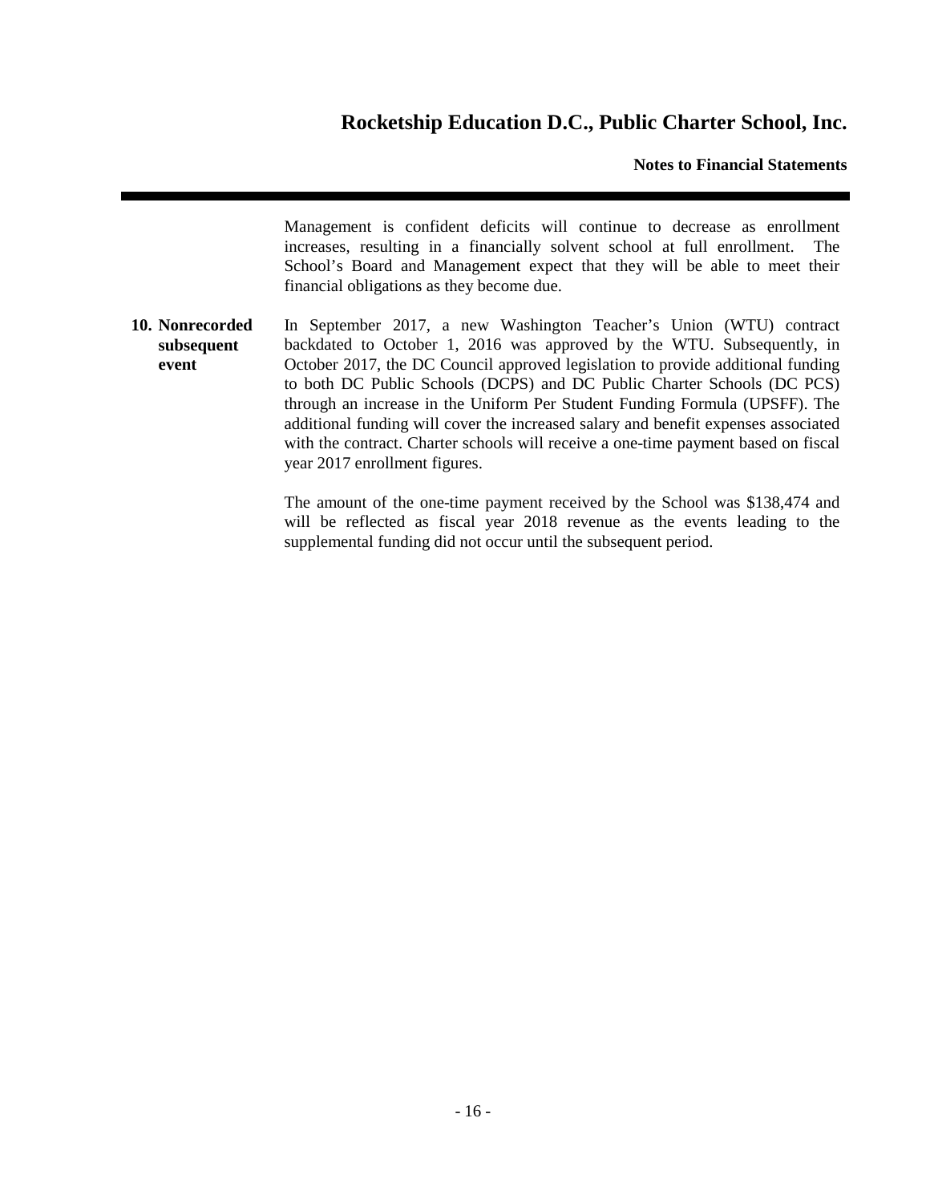Management is confident deficits will continue to decrease as enrollment increases, resulting in a financially solvent school at full enrollment. The School's Board and Management expect that they will be able to meet their financial obligations as they become due.

**10. Nonrecorded subsequent event**

In September 2017, a new Washington Teacher's Union (WTU) contract backdated to October 1, 2016 was approved by the WTU. Subsequently, in October 2017, the DC Council approved legislation to provide additional funding to both DC Public Schools (DCPS) and DC Public Charter Schools (DC PCS) through an increase in the Uniform Per Student Funding Formula (UPSFF). The additional funding will cover the increased salary and benefit expenses associated with the contract. Charter schools will receive a one-time payment based on fiscal year 2017 enrollment figures.

The amount of the one-time payment received by the School was $138,474 and will be reflected as fiscal year 2018 revenue as the events leading to the supplemental funding did not occur until the subsequent period.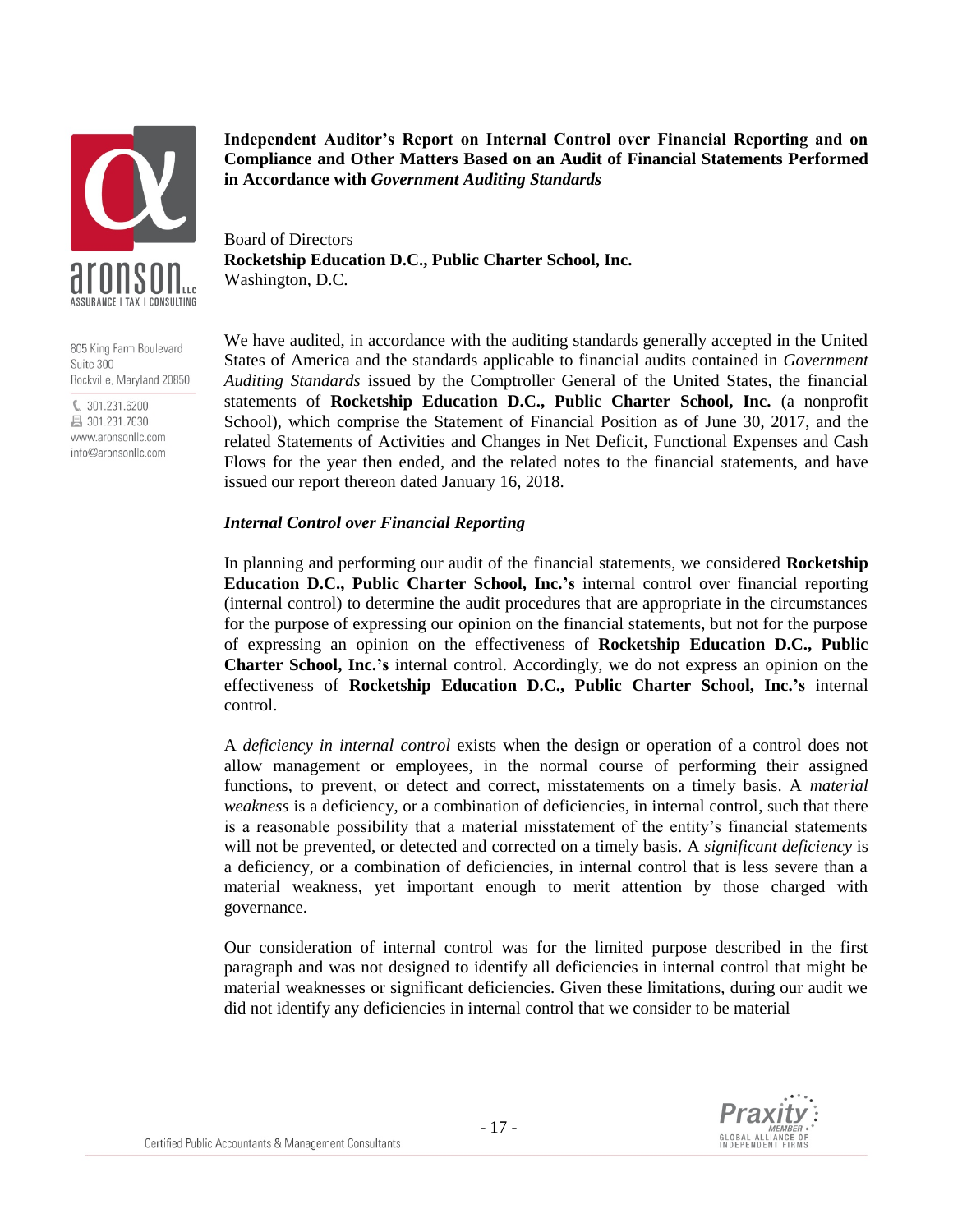**Independent Auditor's Report on Internal Control over Financial Reporting and on Compliance and Other Matters Based on an Audit of Financial Statements Performed in Accordance with *Government Auditing Standards***

Board of Directors
**Rocketship Education D.C., Public Charter School, Inc.**
Washington, D.C.

We have audited, in accordance with the auditing standards generally accepted in the United States of America and the standards applicable to financial audits contained in *Government Auditing Standards* issued by the Comptroller General of the United States, the financial statements of **Rocketship Education D.C., Public Charter School, Inc.** (a nonprofit School), which comprise the Statement of Financial Position as of June 30, 2017, and the related Statements of Activities and Changes in Net Deficit, Functional Expenses and Cash Flows for the year then ended, and the related notes to the financial statements, and have issued our report thereon dated January 16, 2018.

***Internal Control over Financial Reporting***

In planning and performing our audit of the financial statements, we considered **Rocketship Education D.C., Public Charter School, Inc.'s** internal control over financial reporting (internal control) to determine the audit procedures that are appropriate in the circumstances for the purpose of expressing our opinion on the financial statements, but not for the purpose of expressing an opinion on the effectiveness of **Rocketship Education D.C., Public Charter School, Inc.'s** internal control. Accordingly, we do not express an opinion on the effectiveness of **Rocketship Education D.C., Public Charter School, Inc.'s** internal control.

A *deficiency in internal control* exists when the design or operation of a control does not allow management or employees, in the normal course of performing their assigned functions, to prevent, or detect and correct, misstatements on a timely basis. A *material weakness* is a deficiency, or a combination of deficiencies, in internal control, such that there is a reasonable possibility that a material misstatement of the entity's financial statements will not be prevented, or detected and corrected on a timely basis. A *significant deficiency* is a deficiency, or a combination of deficiencies, in internal control that is less severe than a material weakness, yet important enough to merit attention by those charged with governance.

Our consideration of internal control was for the limited purpose described in the first paragraph and was not designed to identify all deficiencies in internal control that might be material weaknesses or significant deficiencies. Given these limitations, during our audit we did not identify any deficiencies in internal control that we consider to be material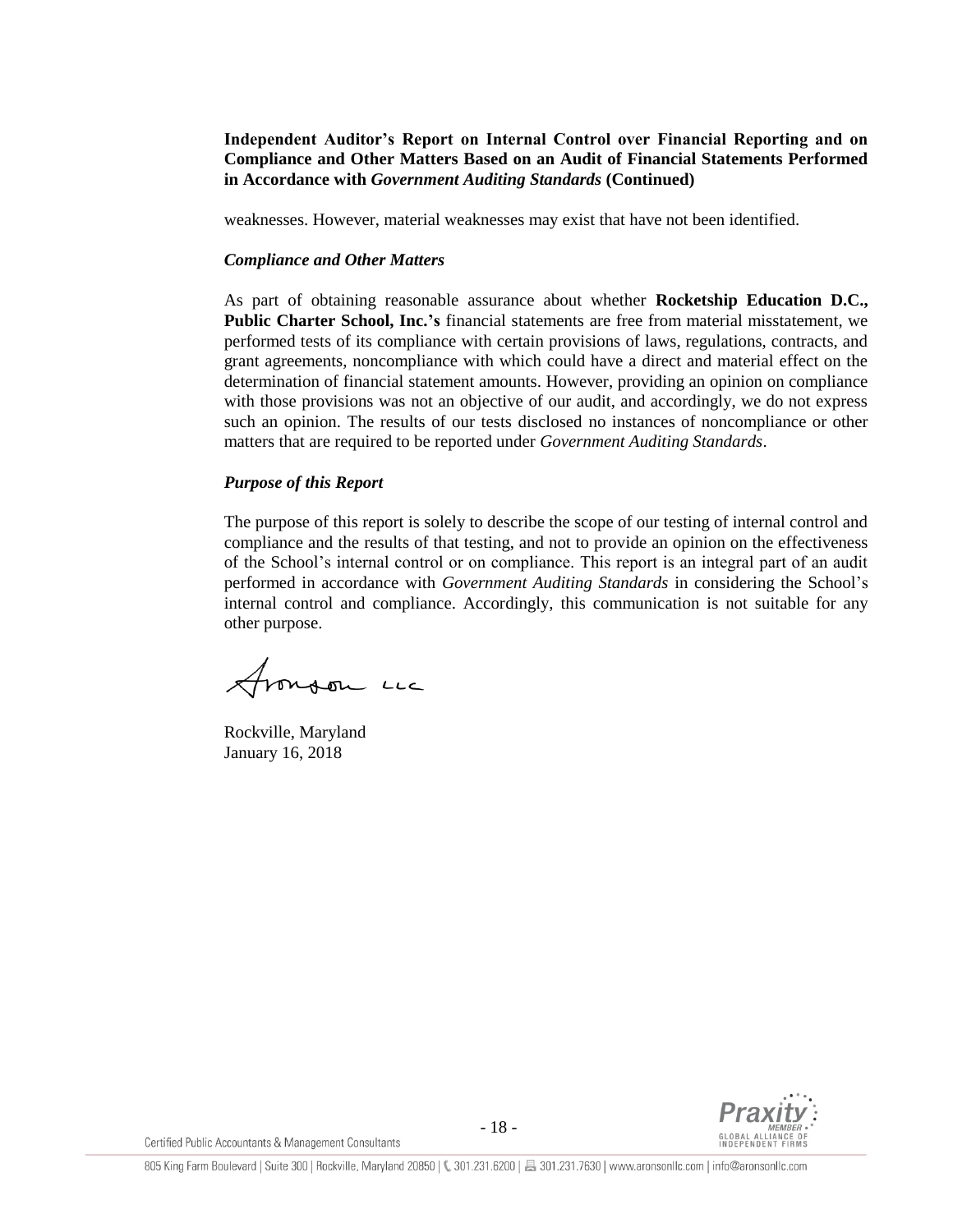**Independent Auditor's Report on Internal Control over Financial Reporting and on Compliance and Other Matters Based on an Audit of Financial Statements Performed in Accordance with *Government Auditing Standards* (Continued)**

weaknesses. However, material weaknesses may exist that have not been identified.

***Compliance and Other Matters***

As part of obtaining reasonable assurance about whether **Rocketship Education D.C., Public Charter School, Inc.'s** financial statements are free from material misstatement, we performed tests of its compliance with certain provisions of laws, regulations, contracts, and grant agreements, noncompliance with which could have a direct and material effect on the determination of financial statement amounts. However, providing an opinion on compliance with those provisions was not an objective of our audit, and accordingly, we do not express such an opinion. The results of our tests disclosed no instances of noncompliance or other matters that are required to be reported under *Government Auditing Standards*.

***Purpose of this Report***

The purpose of this report is solely to describe the scope of our testing of internal control and compliance and the results of that testing, and not to provide an opinion on the effectiveness of the School's internal control or on compliance. This report is an integral part of an audit performed in accordance with *Government Auditing Standards* in considering the School's internal control and compliance. Accordingly, this communication is not suitable for any other purpose.

Aronson LLC

Rockville, Maryland
January 16, 2018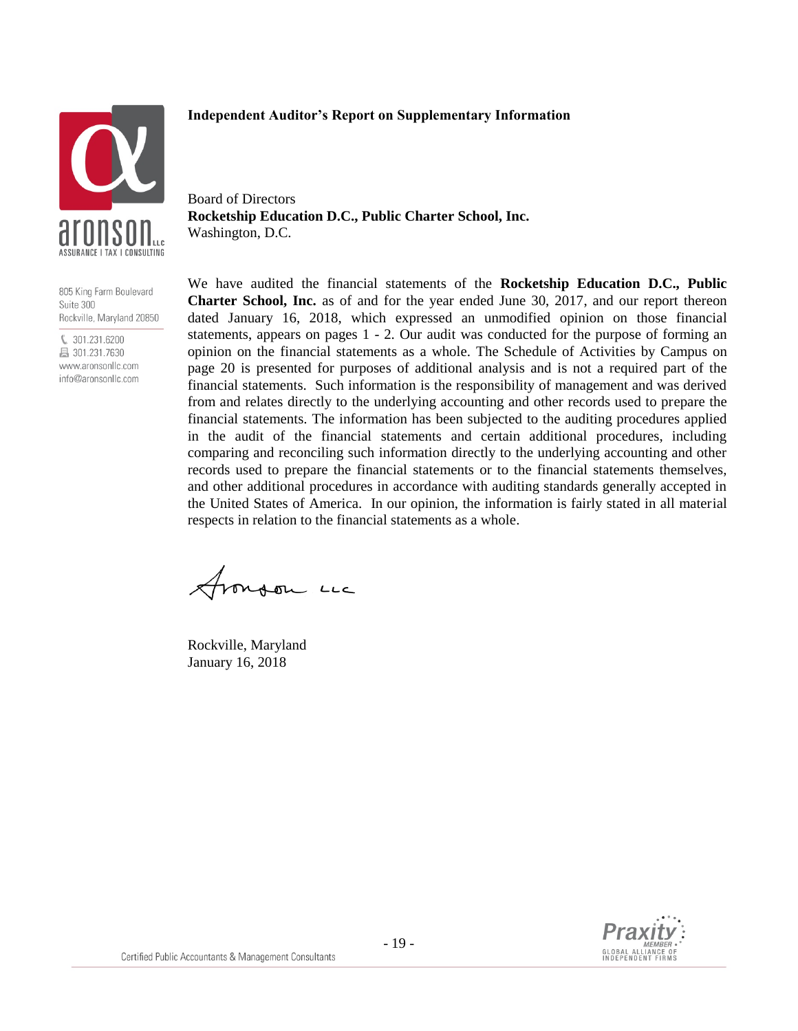# Independent Auditor's Report on Supplementary Information

Board of Directors
**Rocketship Education D.C., Public Charter School, Inc.**
Washington, D.C.

We have audited the financial statements of the **Rocketship Education D.C., Public Charter School, Inc.** as of and for the year ended June 30, 2017, and our report thereon dated January 16, 2018, which expressed an unmodified opinion on those financial statements, appears on pages 1 - 2. Our audit was conducted for the purpose of forming an opinion on the financial statements as a whole. The Schedule of Activities by Campus on page 20 is presented for purposes of additional analysis and is not a required part of the financial statements. Such information is the responsibility of management and was derived from and relates directly to the underlying accounting and other records used to prepare the financial statements. The information has been subjected to the auditing procedures applied in the audit of the financial statements and certain additional procedures, including comparing and reconciling such information directly to the underlying accounting and other records used to prepare the financial statements or to the financial statements themselves, and other additional procedures in accordance with auditing standards generally accepted in the United States of America. In our opinion, the information is fairly stated in all material respects in relation to the financial statements as a whole.

Aronson LLC

Rockville, Maryland
January 16, 2018

805 King Farm Boulevard
Suite 300
Rockville, Maryland 20850
301.231.6200
301.231.7630
www.aronsonllc.com
info@aronsonllc.com

Certified Public Accountants & Management Consultants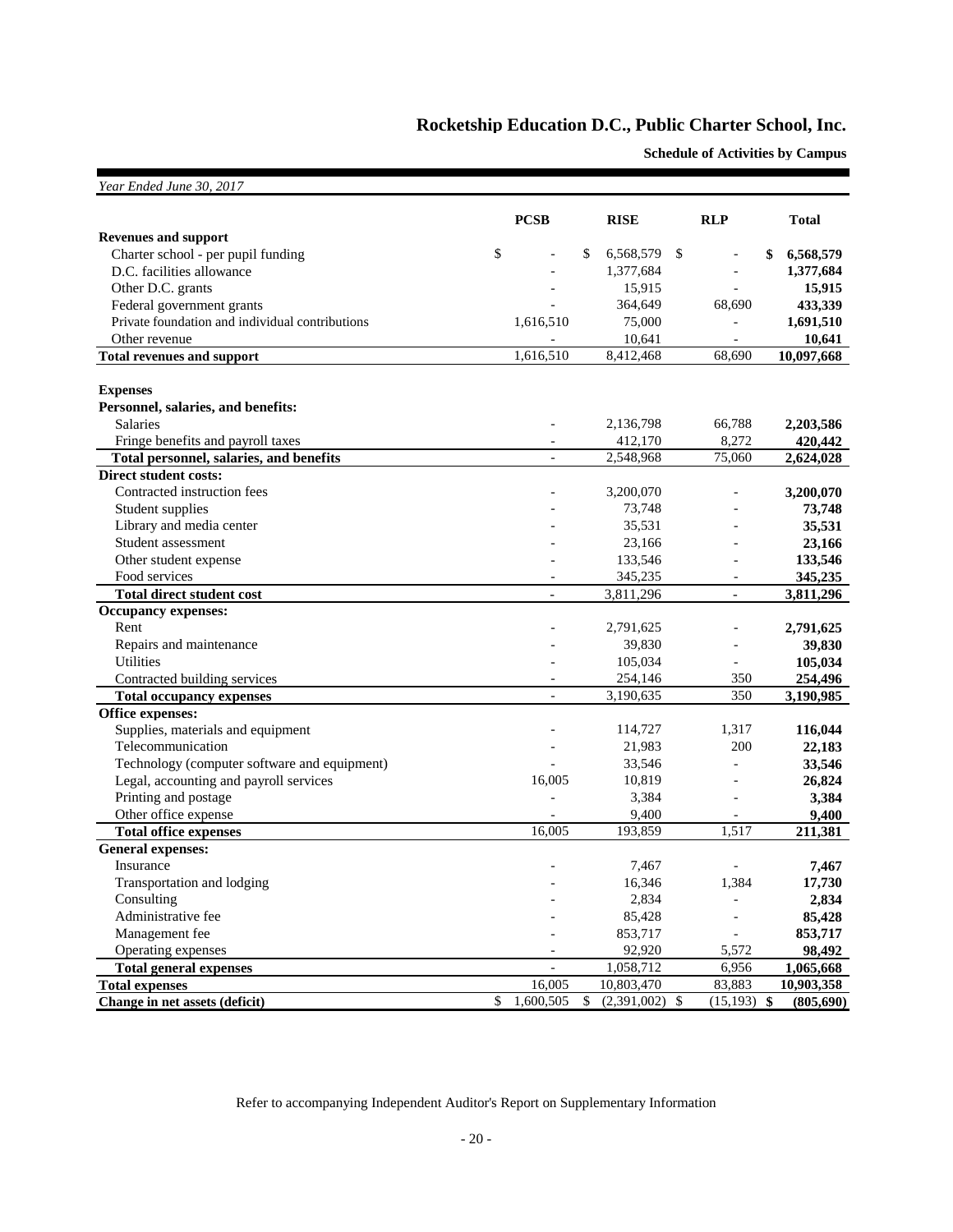# Rocketship Education D.C., Public Charter School, Inc.

**Schedule of Activities by Campus**

*Year Ended June 30, 2017*

| | PCSB | RISE | RLP | Total |
|---|---|---|---|---|
| **Revenues and support** | | | | |
| Charter school - per pupil funding | $ - | $ 6,568,579 | $ - | **$ 6,568,579** |
| D.C. facilities allowance | - | 1,377,684 | - | **1,377,684** |
| Other D.C. grants | - | 15,915 | - | **15,915** |
| Federal government grants | - | 364,649 | 68,690 | **433,339** |
| Private foundation and individual contributions | 1,616,510 | 75,000 | - | **1,691,510** |
| Other revenue | - | 10,641 | - | **10,641** |
| **Total revenues and support** | 1,616,510 | 8,412,468 | 68,690 | **10,097,668** |
| **Expenses** | | | | |
| **Personnel, salaries, and benefits:** | | | | |
| Salaries | - | 2,136,798 | 66,788 | **2,203,586** |
| Fringe benefits and payroll taxes | - | 412,170 | 8,272 | **420,442** |
| **Total personnel, salaries, and benefits** | - | 2,548,968 | 75,060 | **2,624,028** |
| **Direct student costs:** | | | | |
| Contracted instruction fees | - | 3,200,070 | - | **3,200,070** |
| Student supplies | - | 73,748 | - | **73,748** |
| Library and media center | - | 35,531 | - | **35,531** |
| Student assessment | - | 23,166 | - | **23,166** |
| Other student expense | - | 133,546 | - | **133,546** |
| Food services | - | 345,235 | - | **345,235** |
| **Total direct student cost** | - | 3,811,296 | - | **3,811,296** |
| **Occupancy expenses:** | | | | |
| Rent | - | 2,791,625 | - | **2,791,625** |
| Repairs and maintenance | - | 39,830 | - | **39,830** |
| Utilities | - | 105,034 | - | **105,034** |
| Contracted building services | - | 254,146 | 350 | **254,496** |
| **Total occupancy expenses** | - | 3,190,635 | 350 | **3,190,985** |
| **Office expenses:** | | | | |
| Supplies, materials and equipment | - | 114,727 | 1,317 | **116,044** |
| Telecommunication | - | 21,983 | 200 | **22,183** |
| Technology (computer software and equipment) | - | 33,546 | - | **33,546** |
| Legal, accounting and payroll services | 16,005 | 10,819 | - | **26,824** |
| Printing and postage | - | 3,384 | - | **3,384** |
| Other office expense | - | 9,400 | - | **9,400** |
| **Total office expenses** | 16,005 | 193,859 | 1,517 | **211,381** |
| **General expenses:** | | | | |
| Insurance | - | 7,467 | - | **7,467** |
| Transportation and lodging | - | 16,346 | 1,384 | **17,730** |
| Consulting | - | 2,834 | - | **2,834** |
| Administrative fee | - | 85,428 | - | **85,428** |
| Management fee | - | 853,717 | - | **853,717** |
| Operating expenses | - | 92,920 | 5,572 | **98,492** |
| **Total general expenses** | - | 1,058,712 | 6,956 | **1,065,668** |
| **Total expenses** | 16,005 | 10,803,470 | 83,883 | **10,903,358** |
| **Change in net assets (deficit)** | $ 1,600,505 | $ (2,391,002) | $ (15,193) | **$ (805,690)** |

Refer to accompanying Independent Auditor's Report on Supplementary Information